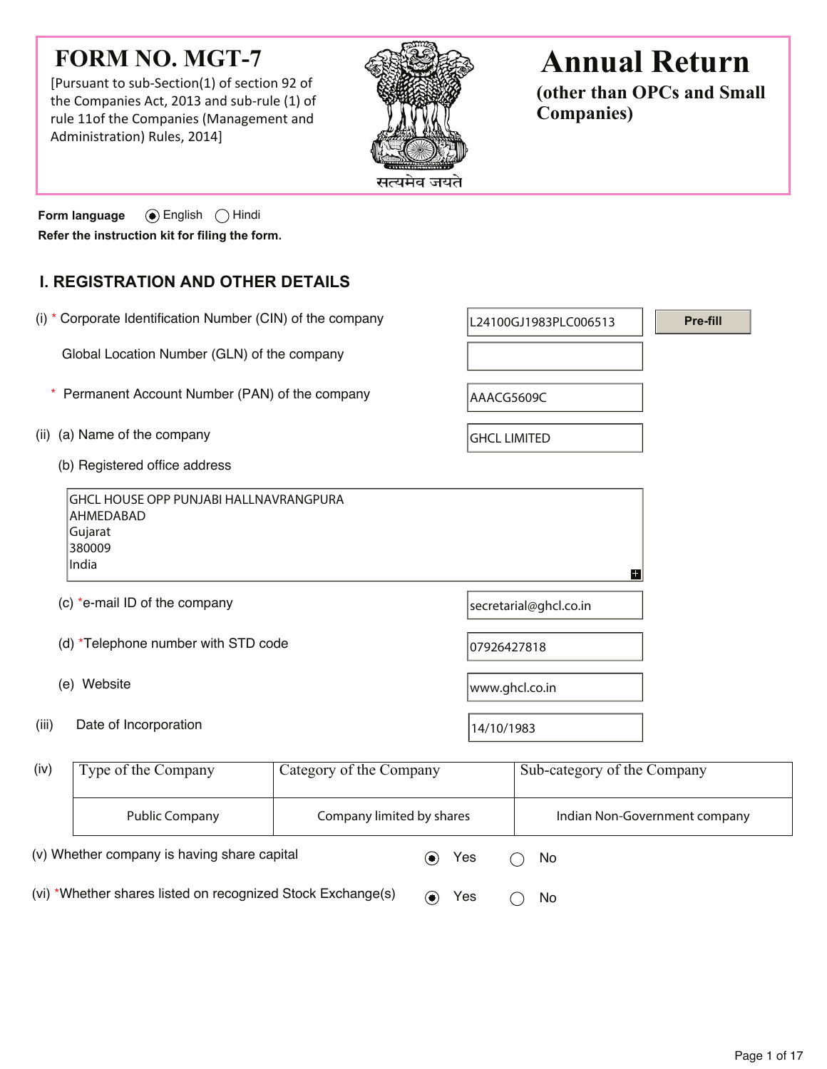# FORM NO. MGT-7

[Pursuant to sub-Section(1) of section 92 of the Companies Act, 2013 and sub-rule (1) of rule 11of the Companies (Management and Administration) Rules, 2014]

सत्यमेव जयते

# Annual Return

## (other than OPCs and Small Companies)

**Form language** (●) English ( ) Hindi

**Refer the instruction kit for filing the form.**

## I. REGISTRATION AND OTHER DETAILS

(i) * Corporate Identification Number (CIN) of the company: L24100GJ1983PLC006513 [Pre-fill]

Global Location Number (GLN) of the company:

\* Permanent Account Number (PAN) of the company: AAACG5609C

(ii) (a) Name of the company: GHCL LIMITED

(b) Registered office address

GHCL HOUSE OPP PUNJABI HALLNAVRANGPURA
AHMEDABAD
Gujarat
380009
India

(c) *e-mail ID of the company: secretarial@ghcl.co.in

(d) *Telephone number with STD code: 07926427818

(e) Website: www.ghcl.co.in

(iii) Date of Incorporation: 14/10/1983

(iv)

| Type of the Company | Category of the Company | Sub-category of the Company |
|---|---|---|
| Public Company | Company limited by shares | Indian Non-Government company |

(v) Whether company is having share capital (●) Yes ( ) No

(vi) *Whether shares listed on recognized Stock Exchange(s) (●) Yes ( ) No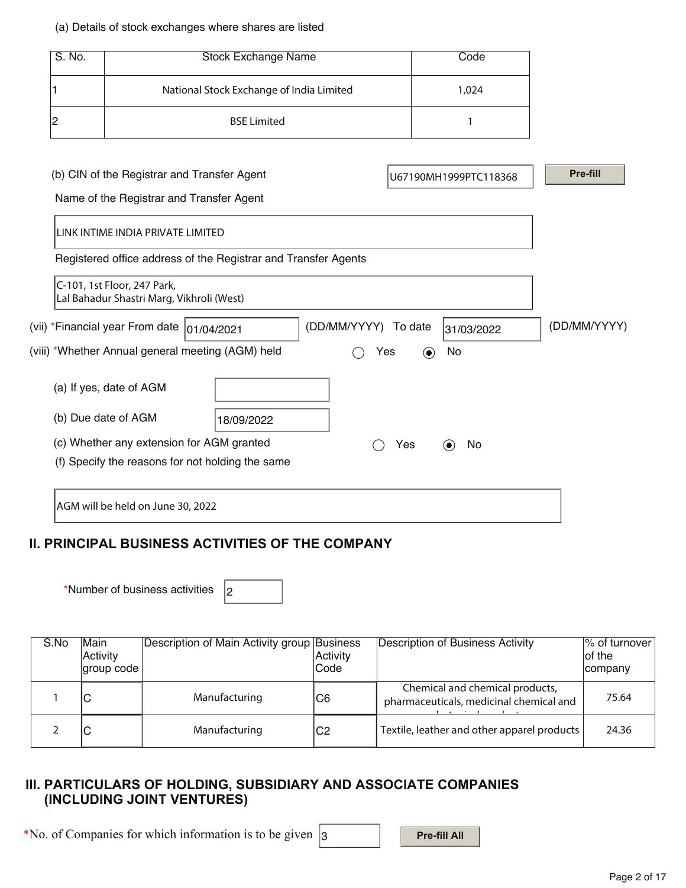(a) Details of stock exchanges where shares are listed

| S. No. | Stock Exchange Name | Code |
|---|---|---|
| 1 | National Stock Exchange of India Limited | 1,024 |
| 2 | BSE Limited | 1 |

(b) CIN of the Registrar and Transfer Agent: U67190MH1999PTC118368 [Pre-fill]

Name of the Registrar and Transfer Agent

LINK INTIME INDIA PRIVATE LIMITED

Registered office address of the Registrar and Transfer Agents

C-101, 1st Floor, 247 Park,
Lal Bahadur Shastri Marg, Vikhroli (West)

(vii) *Financial year From date 01/04/2021 (DD/MM/YYYY) To date 31/03/2022 (DD/MM/YYYY)

(viii) *Whether Annual general meeting (AGM) held ○ Yes ◉ No

(a) If yes, date of AGM

(b) Due date of AGM 18/09/2022

(c) Whether any extension for AGM granted ○ Yes ◉ No

(f) Specify the reasons for not holding the same

AGM will be held on June 30, 2022

## II. PRINCIPAL BUSINESS ACTIVITIES OF THE COMPANY

*Number of business activities 2

| S.No | Main Activity group code | Description of Main Activity group | Business Activity Code | Description of Business Activity | % of turnover of the company |
|---|---|---|---|---|---|
| 1 | C | Manufacturing | C6 | Chemical and chemical products, pharmaceuticals, medicinal chemical and | 75.64 |
| 2 | C | Manufacturing | C2 | Textile, leather and other apparel products | 24.36 |

## III. PARTICULARS OF HOLDING, SUBSIDIARY AND ASSOCIATE COMPANIES (INCLUDING JOINT VENTURES)

*No. of Companies for which information is to be given 3 [Pre-fill All]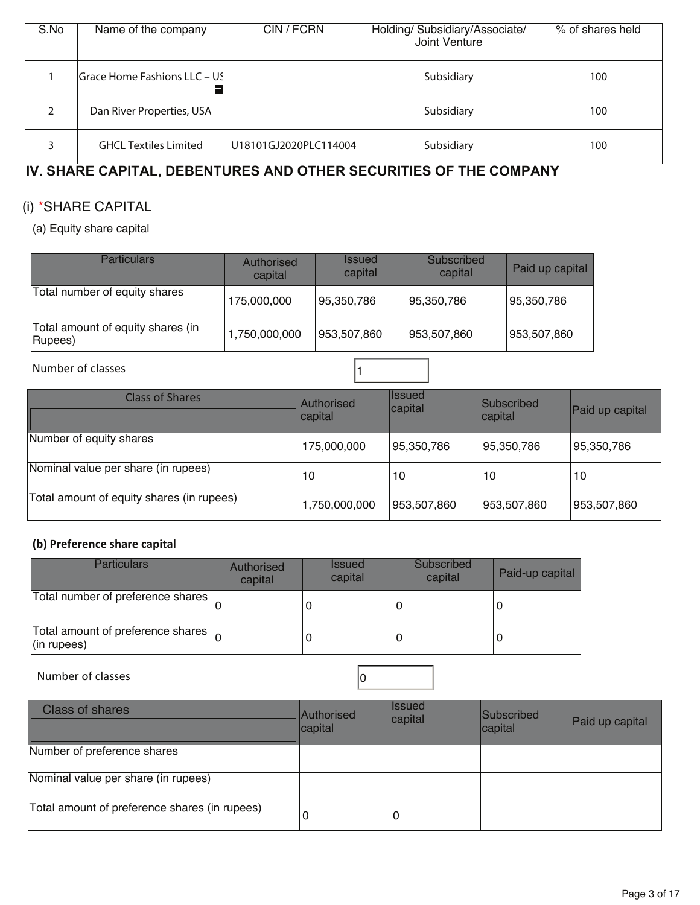| S.No | Name of the company | CIN / FCRN | Holding/ Subsidiary/Associate/ Joint Venture | % of shares held |
|---|---|---|---|---|
| 1 | Grace Home Fashions LLC – US | | Subsidiary | 100 |
| 2 | Dan River Properties, USA | | Subsidiary | 100 |
| 3 | GHCL Textiles Limited | U18101GJ2020PLC114004 | Subsidiary | 100 |

## IV. SHARE CAPITAL, DEBENTURES AND OTHER SECURITIES OF THE COMPANY

### (i) *SHARE CAPITAL

(a) Equity share capital

| Particulars | Authorised capital | Issued capital | Subscribed capital | Paid up capital |
|---|---|---|---|---|
| Total number of equity shares | 175,000,000 | 95,350,786 | 95,350,786 | 95,350,786 |
| Total amount of equity shares (in Rupees) | 1,750,000,000 | 953,507,860 | 953,507,860 | 953,507,860 |

Number of classes: 1

| Class of Shares | Authorised capital | Issued capital | Subscribed capital | Paid up capital |
|---|---|---|---|---|
| Number of equity shares | 175,000,000 | 95,350,786 | 95,350,786 | 95,350,786 |
| Nominal value per share (in rupees) | 10 | 10 | 10 | 10 |
| Total amount of equity shares (in rupees) | 1,750,000,000 | 953,507,860 | 953,507,860 | 953,507,860 |

**(b) Preference share capital**

| Particulars | Authorised capital | Issued capital | Subscribed capital | Paid-up capital |
|---|---|---|---|---|
| Total number of preference shares | 0 | 0 | 0 | 0 |
| Total amount of preference shares (in rupees) | 0 | 0 | 0 | 0 |

Number of classes: 0

| Class of shares | Authorised capital | Issued capital | Subscribed capital | Paid up capital |
|---|---|---|---|---|
| Number of preference shares | | | | |
| Nominal value per share (in rupees) | | | | |
| Total amount of preference shares (in rupees) | 0 | 0 | | |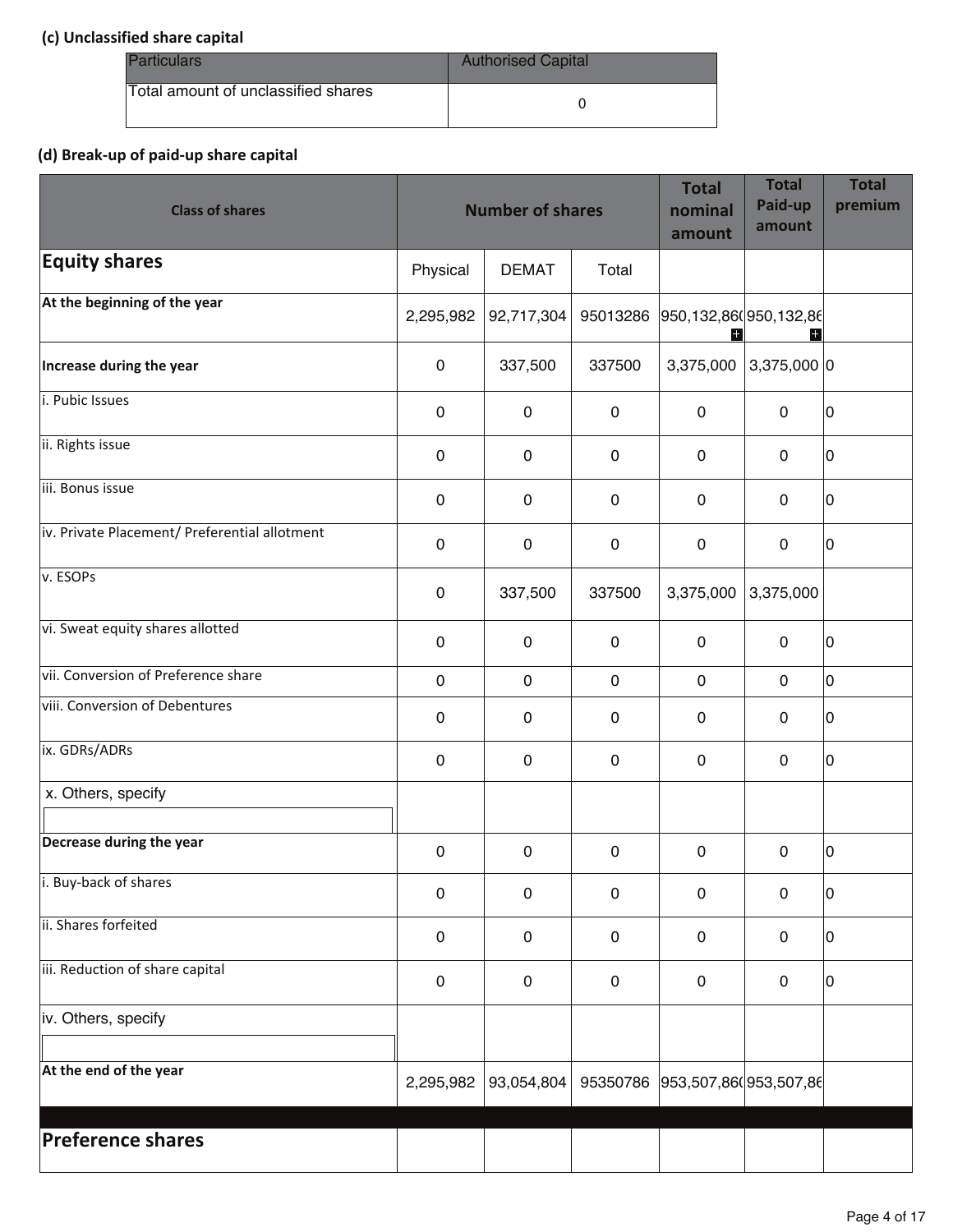**(c) Unclassified share capital**

| Particulars | Authorised Capital |
|---|---|
| Total amount of unclassified shares | 0 |

**(d) Break-up of paid-up share capital**

| Class of shares | Number of shares | | | Total nominal amount | Total Paid-up amount | Total premium |
|---|---|---|---|---|---|---|
| **Equity shares** | Physical | DEMAT | Total | | | |
| **At the beginning of the year** | 2,295,982 | 92,717,304 | 95013286 | 950,132,86( | 950,132,86 | |
| **Increase during the year** | 0 | 337,500 | 337500 | 3,375,000 | 3,375,000 | 0 |
| i. Pubic Issues | 0 | 0 | 0 | 0 | 0 | 0 |
| ii. Rights issue | 0 | 0 | 0 | 0 | 0 | 0 |
| iii. Bonus issue | 0 | 0 | 0 | 0 | 0 | 0 |
| iv. Private Placement/ Preferential allotment | 0 | 0 | 0 | 0 | 0 | 0 |
| v. ESOPs | 0 | 337,500 | 337500 | 3,375,000 | 3,375,000 | |
| vi. Sweat equity shares allotted | 0 | 0 | 0 | 0 | 0 | 0 |
| vii. Conversion of Preference share | 0 | 0 | 0 | 0 | 0 | 0 |
| viii. Conversion of Debentures | 0 | 0 | 0 | 0 | 0 | 0 |
| ix. GDRs/ADRs | 0 | 0 | 0 | 0 | 0 | 0 |
| x. Others, specify | | | | | | |
| **Decrease during the year** | 0 | 0 | 0 | 0 | 0 | 0 |
| i. Buy-back of shares | 0 | 0 | 0 | 0 | 0 | 0 |
| ii. Shares forfeited | 0 | 0 | 0 | 0 | 0 | 0 |
| iii. Reduction of share capital | 0 | 0 | 0 | 0 | 0 | 0 |
| iv. Others, specify | | | | | | |
| **At the end of the year** | 2,295,982 | 93,054,804 | 95350786 | 953,507,86( | 953,507,86 | |
| **Preference shares** | | | | | | |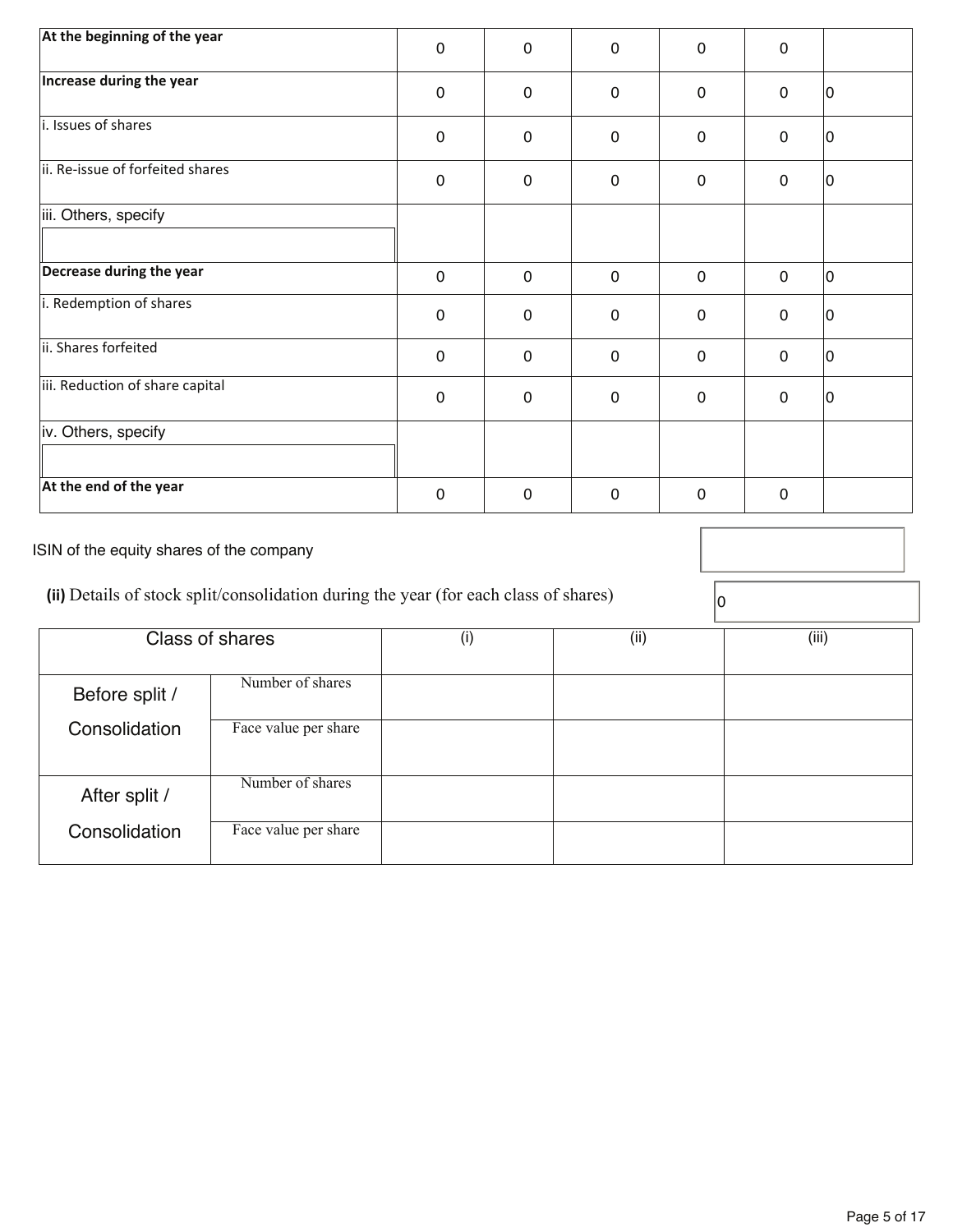| | | | | | | |
|---|---|---|---|---|---|---|
| **At the beginning of the year** | 0 | 0 | 0 | 0 | 0 | |
| **Increase during the year** | 0 | 0 | 0 | 0 | 0 | 0 |
| i. Issues of shares | 0 | 0 | 0 | 0 | 0 | 0 |
| ii. Re-issue of forfeited shares | 0 | 0 | 0 | 0 | 0 | 0 |
| iii. Others, specify | | | | | | |
| **Decrease during the year** | 0 | 0 | 0 | 0 | 0 | 0 |
| i. Redemption of shares | 0 | 0 | 0 | 0 | 0 | 0 |
| ii. Shares forfeited | 0 | 0 | 0 | 0 | 0 | 0 |
| iii. Reduction of share capital | 0 | 0 | 0 | 0 | 0 | 0 |
| iv. Others, specify | | | | | | |
| **At the end of the year** | 0 | 0 | 0 | 0 | 0 | |

ISIN of the equity shares of the company

**(ii)** Details of stock split/consolidation during the year (for each class of shares) 0

| Class of shares | | (i) | (ii) | (iii) |
|---|---|---|---|---|
| Before split / Consolidation | Number of shares | | | |
| | Face value per share | | | |
| After split / Consolidation | Number of shares | | | |
| | Face value per share | | | |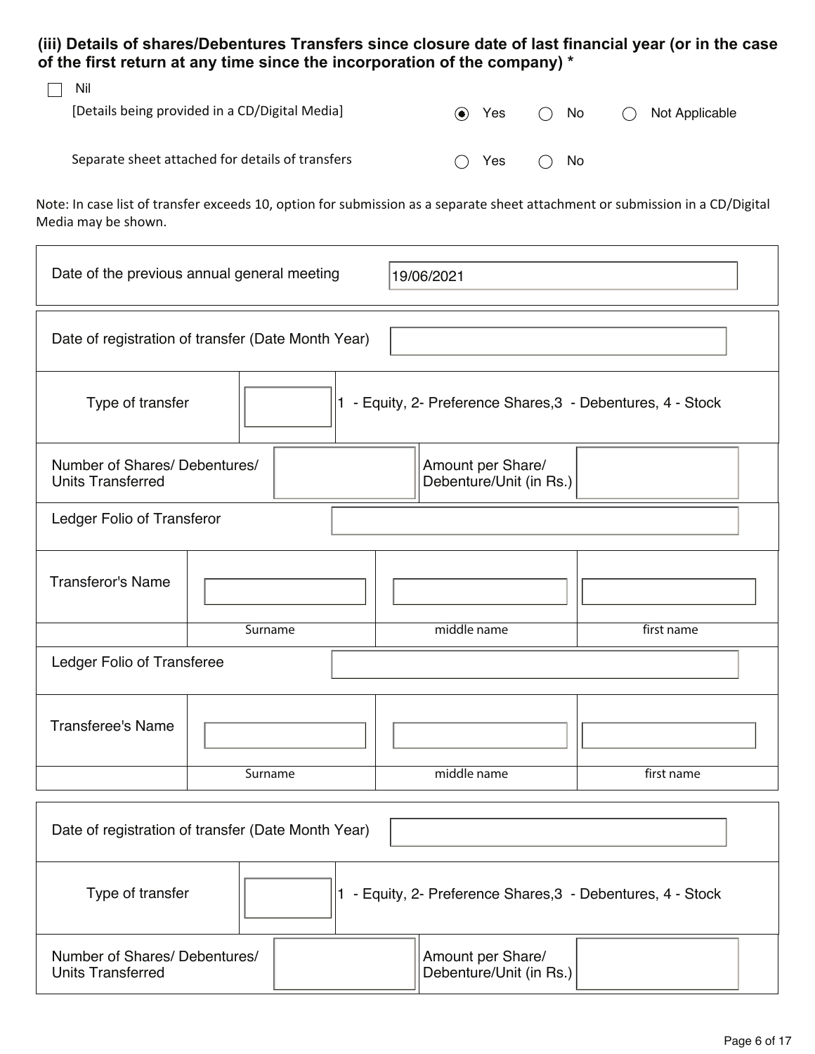### (iii) Details of shares/Debentures Transfers since closure date of last financial year (or in the case of the first return at any time since the incorporation of the company) *

☐ Nil

| | | | |
|---|---|---|---|
| [Details being provided in a CD/Digital Media] | ◉ Yes | ○ No | ○ Not Applicable |
| Separate sheet attached for details of transfers | ○ Yes | ○ No | |

Note: In case list of transfer exceeds 10, option for submission as a separate sheet attachment or submission in a CD/Digital Media may be shown.

| | |
|---|---|
| Date of the previous annual general meeting | 19/06/2021 |

| | | | |
|---|---|---|---|
| Date of registration of transfer (Date Month Year) | | | |
| Type of transfer | | 1 - Equity, 2- Preference Shares,3 - Debentures, 4 - Stock | |
| Number of Shares/ Debentures/ Units Transferred | | Amount per Share/ Debenture/Unit (in Rs.) | |
| Ledger Folio of Transferor | | | |
| Transferor's Name | | | |
| | Surname | middle name | first name |
| Ledger Folio of Transferee | | | |
| Transferee's Name | | | |
| | Surname | middle name | first name |

| | | | |
|---|---|---|---|
| Date of registration of transfer (Date Month Year) | | | |
| Type of transfer | | 1 - Equity, 2- Preference Shares,3 - Debentures, 4 - Stock | |
| Number of Shares/ Debentures/ Units Transferred | | Amount per Share/ Debenture/Unit (in Rs.) | |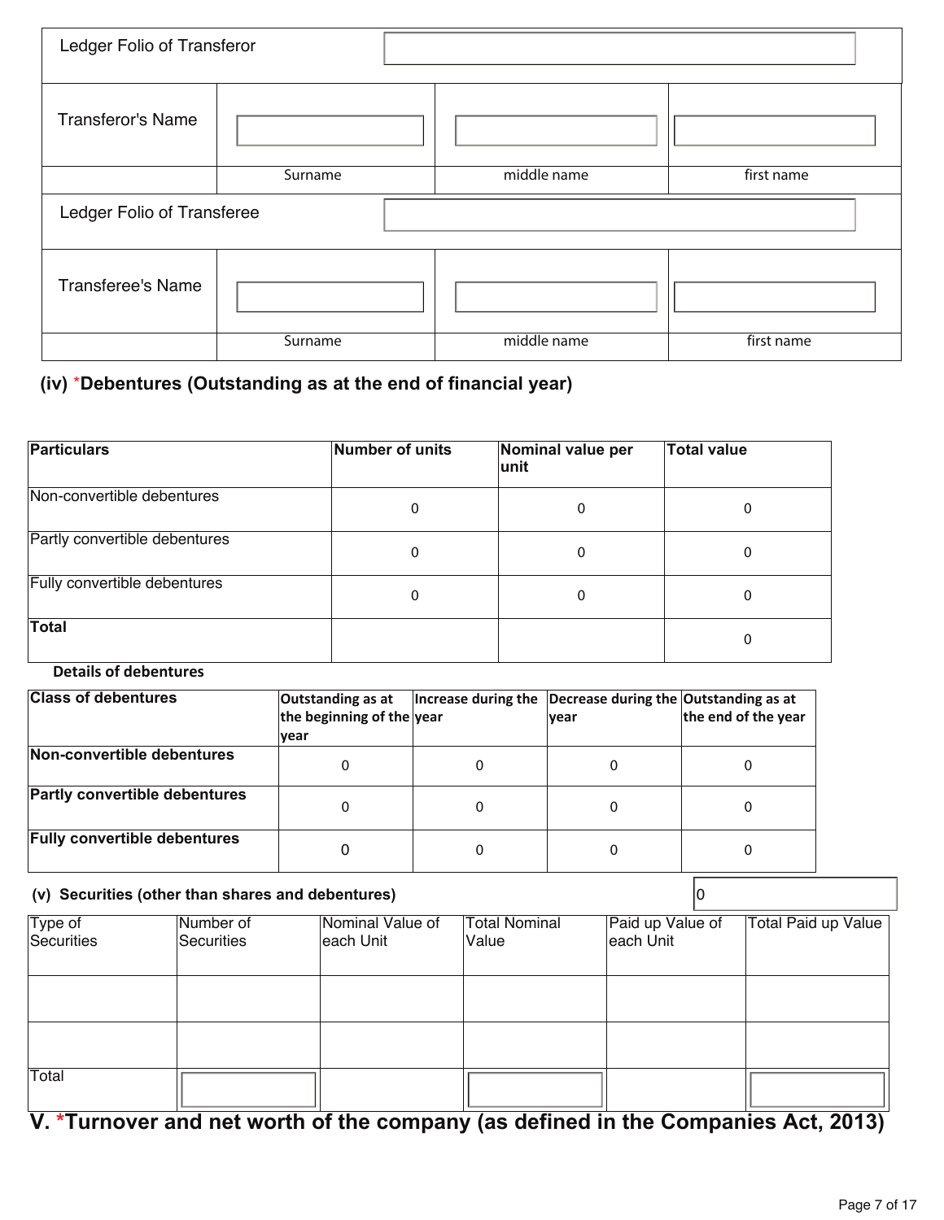| Ledger Folio of Transferor | | |
|---|---|---|
| Transferor's Name | | | |
| | Surname | middle name | first name |

| Ledger Folio of Transferee | | |
|---|---|---|
| Transferee's Name | | | |
| | Surname | middle name | first name |

### (iv) *Debentures (Outstanding as at the end of financial year)

| Particulars | Number of units | Nominal value per unit | Total value |
|---|---|---|---|
| Non-convertible debentures | 0 | 0 | 0 |
| Partly convertible debentures | 0 | 0 | 0 |
| Fully convertible debentures | 0 | 0 | 0 |
| **Total** | | | 0 |

**Details of debentures**

| Class of debentures | Outstanding as at the beginning of the year | Increase during the year | Decrease during the year | Outstanding as at the end of the year |
|---|---|---|---|---|
| **Non-convertible debentures** | 0 | 0 | 0 | 0 |
| **Partly convertible debentures** | 0 | 0 | 0 | 0 |
| **Fully convertible debentures** | 0 | 0 | 0 | 0 |

### (v) Securities (other than shares and debentures)

0

| Type of Securities | Number of Securities | Nominal Value of each Unit | Total Nominal Value | Paid up Value of each Unit | Total Paid up Value |
|---|---|---|---|---|---|
| | | | | | |
| | | | | | |
| Total | | | | | |

## V. *Turnover and net worth of the company (as defined in the Companies Act, 2013)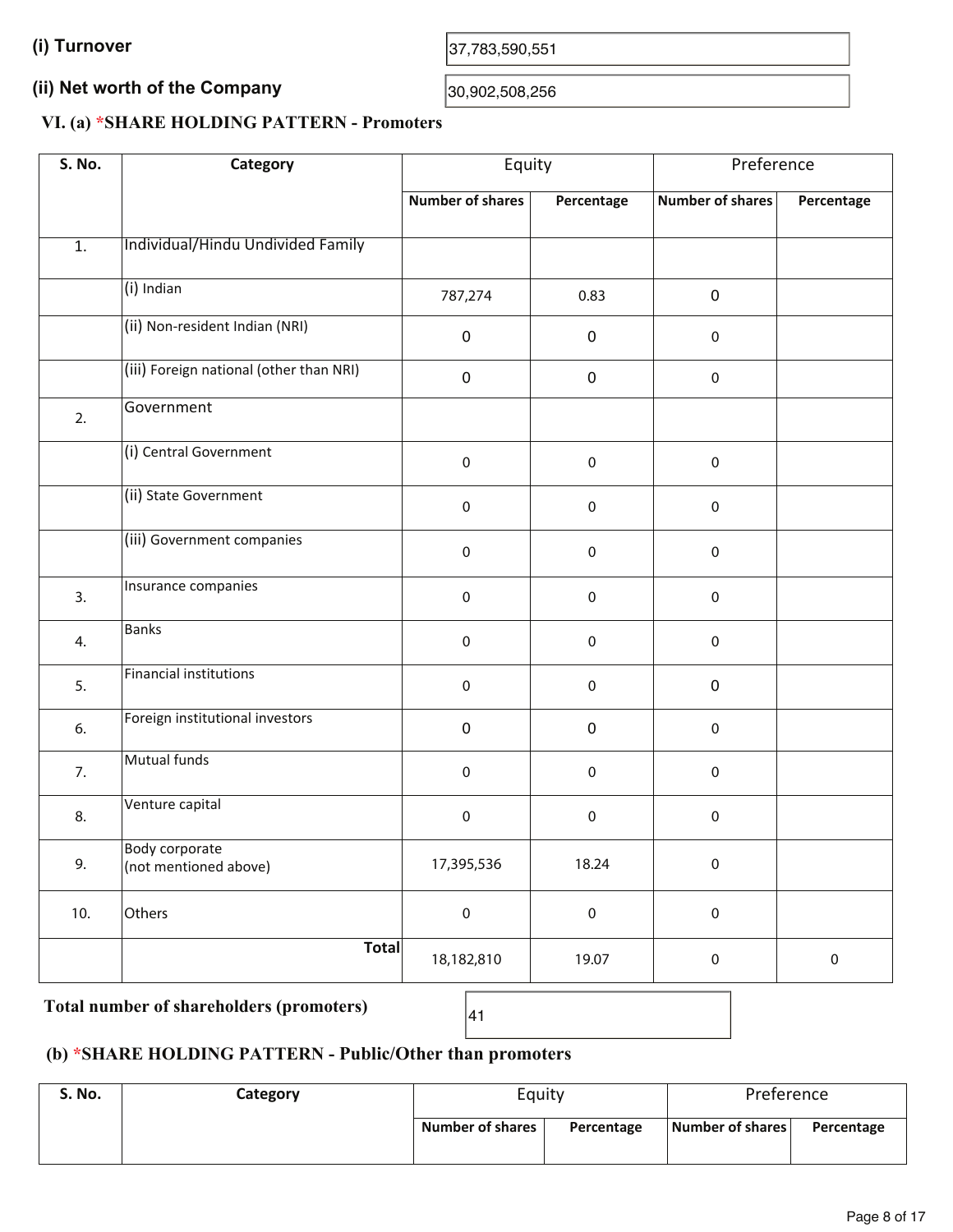**(i) Turnover** 37,783,590,551

**(ii) Net worth of the Company** 30,902,508,256

### VI. (a) *SHARE HOLDING PATTERN - Promoters

| S. No. | Category | Equity | | Preference | |
|---|---|---|---|---|---|
| | | Number of shares | Percentage | Number of shares | Percentage |
| 1. | Individual/Hindu Undivided Family | | | | |
| | (i) Indian | 787,274 | 0.83 | 0 | |
| | (ii) Non-resident Indian (NRI) | 0 | 0 | 0 | |
| | (iii) Foreign national (other than NRI) | 0 | 0 | 0 | |
| 2. | Government | | | | |
| | (i) Central Government | 0 | 0 | 0 | |
| | (ii) State Government | 0 | 0 | 0 | |
| | (iii) Government companies | 0 | 0 | 0 | |
| 3. | Insurance companies | 0 | 0 | 0 | |
| 4. | Banks | 0 | 0 | 0 | |
| 5. | Financial institutions | 0 | 0 | 0 | |
| 6. | Foreign institutional investors | 0 | 0 | 0 | |
| 7. | Mutual funds | 0 | 0 | 0 | |
| 8. | Venture capital | 0 | 0 | 0 | |
| 9. | Body corporate (not mentioned above) | 17,395,536 | 18.24 | 0 | |
| 10. | Others | 0 | 0 | 0 | |
| | **Total** | 18,182,810 | 19.07 | 0 | 0 |

**Total number of shareholders (promoters)** 41

### (b) *SHARE HOLDING PATTERN - Public/Other than promoters

| S. No. | Category | Equity | | Preference | |
|---|---|---|---|---|---|
| | | Number of shares | Percentage | Number of shares | Percentage |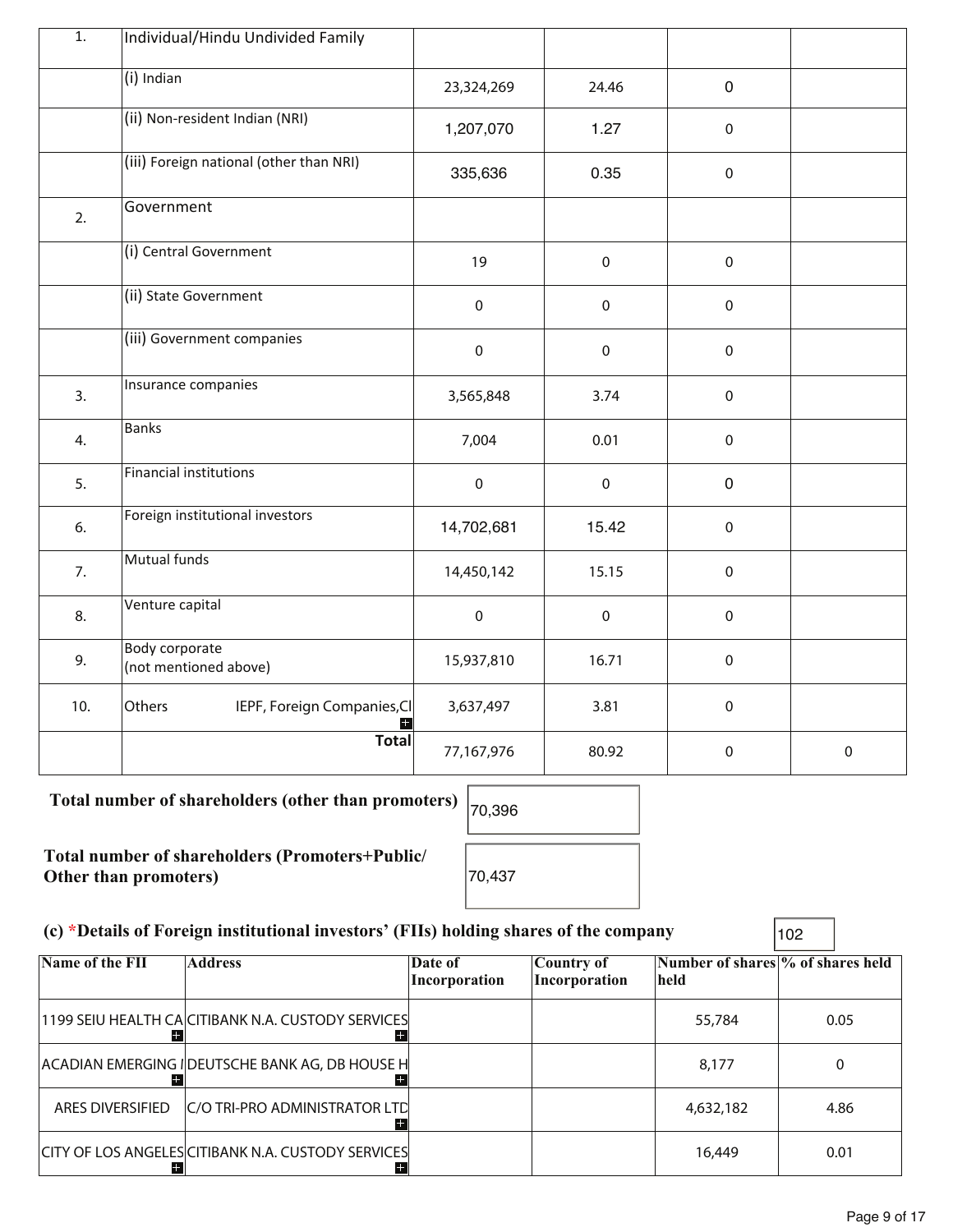| 1. | Individual/Hindu Undivided Family | | | | |
|---|---|---|---|---|---|
| | (i) Indian | 23,324,269 | 24.46 | 0 | |
| | (ii) Non-resident Indian (NRI) | 1,207,070 | 1.27 | 0 | |
| | (iii) Foreign national (other than NRI) | 335,636 | 0.35 | 0 | |
| 2. | Government | | | | |
| | (i) Central Government | 19 | 0 | 0 | |
| | (ii) State Government | 0 | 0 | 0 | |
| | (iii) Government companies | 0 | 0 | 0 | |
| 3. | Insurance companies | 3,565,848 | 3.74 | 0 | |
| 4. | Banks | 7,004 | 0.01 | 0 | |
| 5. | Financial institutions | 0 | 0 | 0 | |
| 6. | Foreign institutional investors | 14,702,681 | 15.42 | 0 | |
| 7. | Mutual funds | 14,450,142 | 15.15 | 0 | |
| 8. | Venture capital | 0 | 0 | 0 | |
| 9. | Body corporate (not mentioned above) | 15,937,810 | 16.71 | 0 | |
| 10. | Others IEPF, Foreign Companies,Cl | 3,637,497 | 3.81 | 0 | |
| | **Total** | 77,167,976 | 80.92 | 0 | 0 |

**Total number of shareholders (other than promoters)** 70,396

**Total number of shareholders (Promoters+Public/ Other than promoters)** 70,437

**(c) *Details of Foreign institutional investors' (FIIs) holding shares of the company** 102

| Name of the FII | Address | Date of Incorporation | Country of Incorporation | Number of shares held | % of shares held |
|---|---|---|---|---|---|
| 1199 SEIU HEALTH CA | CITIBANK N.A. CUSTODY SERVICES | | | 55,784 | 0.05 |
| ACADIAN EMERGING I | DEUTSCHE BANK AG, DB HOUSE H | | | 8,177 | 0 |
| ARES DIVERSIFIED | C/O TRI-PRO ADMINISTRATOR LTD | | | 4,632,182 | 4.86 |
| CITY OF LOS ANGELES | CITIBANK N.A. CUSTODY SERVICES | | | 16,449 | 0.01 |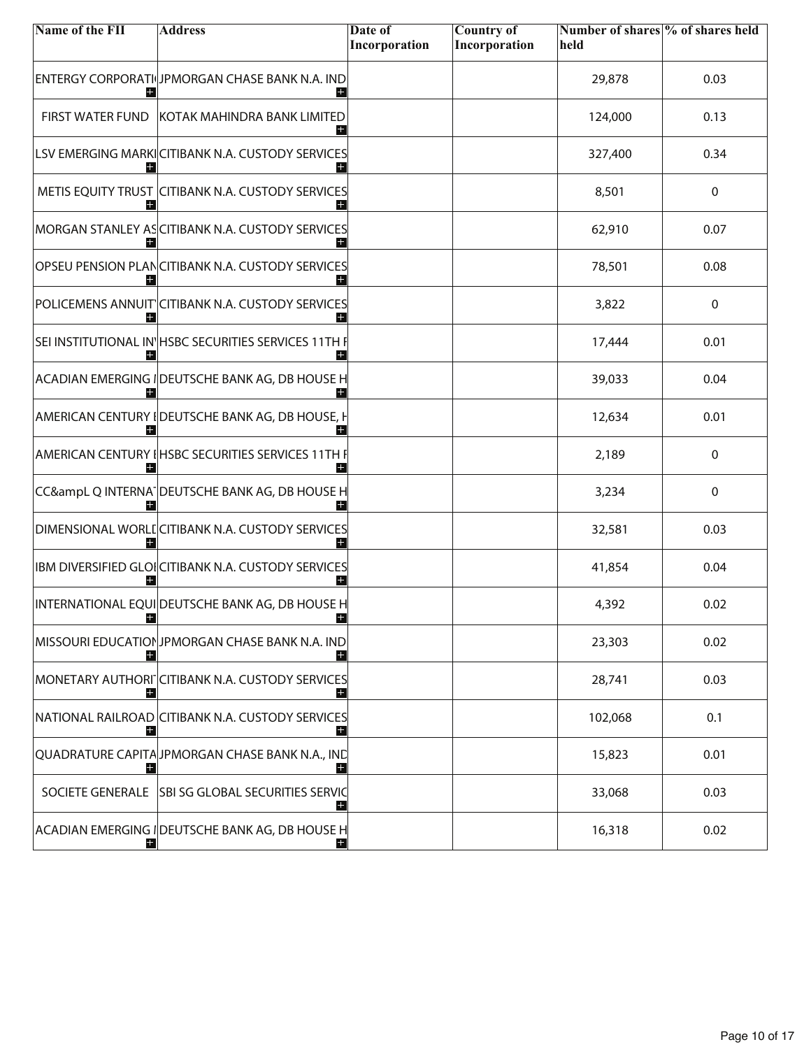| Name of the FII | Address | Date of Incorporation | Country of Incorporation | Number of shares held | % of shares held |
| --- | --- | --- | --- | --- | --- |
| ENTERGY CORPORATI | JPMORGAN CHASE BANK N.A. IND | | | 29,878 | 0.03 |
| FIRST WATER FUND | KOTAK MAHINDRA BANK LIMITED | | | 124,000 | 0.13 |
| LSV EMERGING MARK | CITIBANK N.A. CUSTODY SERVICES | | | 327,400 | 0.34 |
| METIS EQUITY TRUST | CITIBANK N.A. CUSTODY SERVICES | | | 8,501 | 0 |
| MORGAN STANLEY AS | CITIBANK N.A. CUSTODY SERVICES | | | 62,910 | 0.07 |
| OPSEU PENSION PLAN | CITIBANK N.A. CUSTODY SERVICES | | | 78,501 | 0.08 |
| POLICEMENS ANNUIT | CITIBANK N.A. CUSTODY SERVICES | | | 3,822 | 0 |
| SEI INSTITUTIONAL IN | HSBC SECURITIES SERVICES 11TH F | | | 17,444 | 0.01 |
| ACADIAN EMERGING | DEUTSCHE BANK AG, DB HOUSE H | | | 39,033 | 0.04 |
| AMERICAN CENTURY | DEUTSCHE BANK AG, DB HOUSE, H | | | 12,634 | 0.01 |
| AMERICAN CENTURY | HSBC SECURITIES SERVICES 11TH F | | | 2,189 | 0 |
| CC&ampL Q INTERNA | DEUTSCHE BANK AG, DB HOUSE H | | | 3,234 | 0 |
| DIMENSIONAL WORLD | CITIBANK N.A. CUSTODY SERVICES | | | 32,581 | 0.03 |
| IBM DIVERSIFIED GLO | CITIBANK N.A. CUSTODY SERVICES | | | 41,854 | 0.04 |
| INTERNATIONAL EQUI | DEUTSCHE BANK AG, DB HOUSE H | | | 4,392 | 0.02 |
| MISSOURI EDUCATION | JPMORGAN CHASE BANK N.A. IND | | | 23,303 | 0.02 |
| MONETARY AUTHORI | CITIBANK N.A. CUSTODY SERVICES | | | 28,741 | 0.03 |
| NATIONAL RAILROAD | CITIBANK N.A. CUSTODY SERVICES | | | 102,068 | 0.1 |
| QUADRATURE CAPITA | JPMORGAN CHASE BANK N.A., IND | | | 15,823 | 0.01 |
| SOCIETE GENERALE | SBI SG GLOBAL SECURITIES SERVIC | | | 33,068 | 0.03 |
| ACADIAN EMERGING | DEUTSCHE BANK AG, DB HOUSE H | | | 16,318 | 0.02 |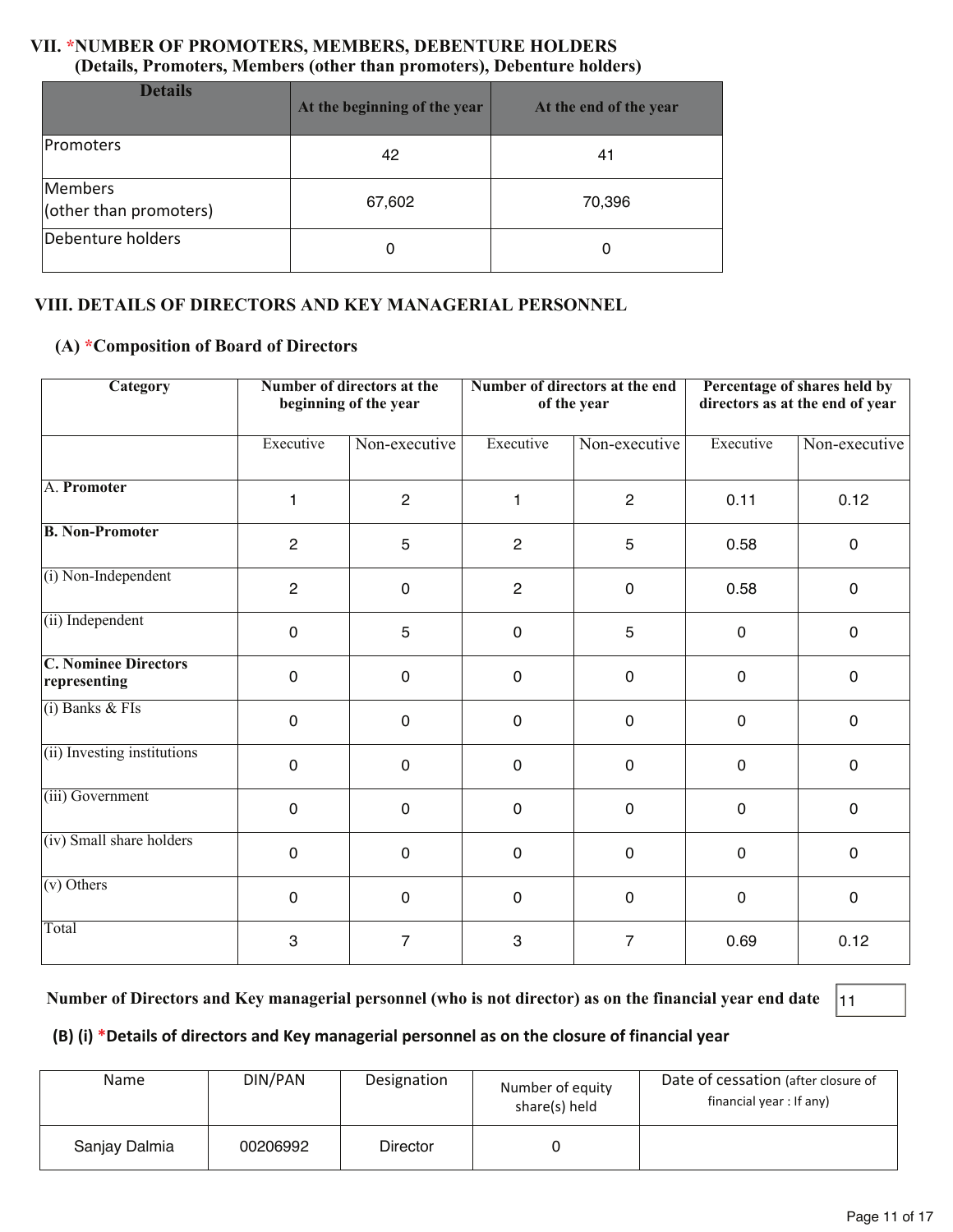## VII. *NUMBER OF PROMOTERS, MEMBERS, DEBENTURE HOLDERS
### (Details, Promoters, Members (other than promoters), Debenture holders)

| Details | At the beginning of the year | At the end of the year |
|---|---|---|
| Promoters | 42 | 41 |
| Members (other than promoters) | 67,602 | 70,396 |
| Debenture holders | 0 | 0 |

## VIII. DETAILS OF DIRECTORS AND KEY MANAGERIAL PERSONNEL

### (A) *Composition of Board of Directors

| Category | Number of directors at the beginning of the year | | Number of directors at the end of the year | | Percentage of shares held by directors as at the end of year | |
|---|---|---|---|---|---|---|
| | Executive | Non-executive | Executive | Non-executive | Executive | Non-executive |
| A. **Promoter** | 1 | 2 | 1 | 2 | 0.11 | 0.12 |
| **B. Non-Promoter** | 2 | 5 | 2 | 5 | 0.58 | 0 |
| (i) Non-Independent | 2 | 0 | 2 | 0 | 0.58 | 0 |
| (ii) Independent | 0 | 5 | 0 | 5 | 0 | 0 |
| **C. Nominee Directors representing** | 0 | 0 | 0 | 0 | 0 | 0 |
| (i) Banks & FIs | 0 | 0 | 0 | 0 | 0 | 0 |
| (ii) Investing institutions | 0 | 0 | 0 | 0 | 0 | 0 |
| (iii) Government | 0 | 0 | 0 | 0 | 0 | 0 |
| (iv) Small share holders | 0 | 0 | 0 | 0 | 0 | 0 |
| (v) Others | 0 | 0 | 0 | 0 | 0 | 0 |
| Total | 3 | 7 | 3 | 7 | 0.69 | 0.12 |

**Number of Directors and Key managerial personnel (who is not director) as on the financial year end date** 11

### (B) (i) *Details of directors and Key managerial personnel as on the closure of financial year

| Name | DIN/PAN | Designation | Number of equity share(s) held | Date of cessation (after closure of financial year : If any) |
|---|---|---|---|---|
| Sanjay Dalmia | 00206992 | Director | 0 | |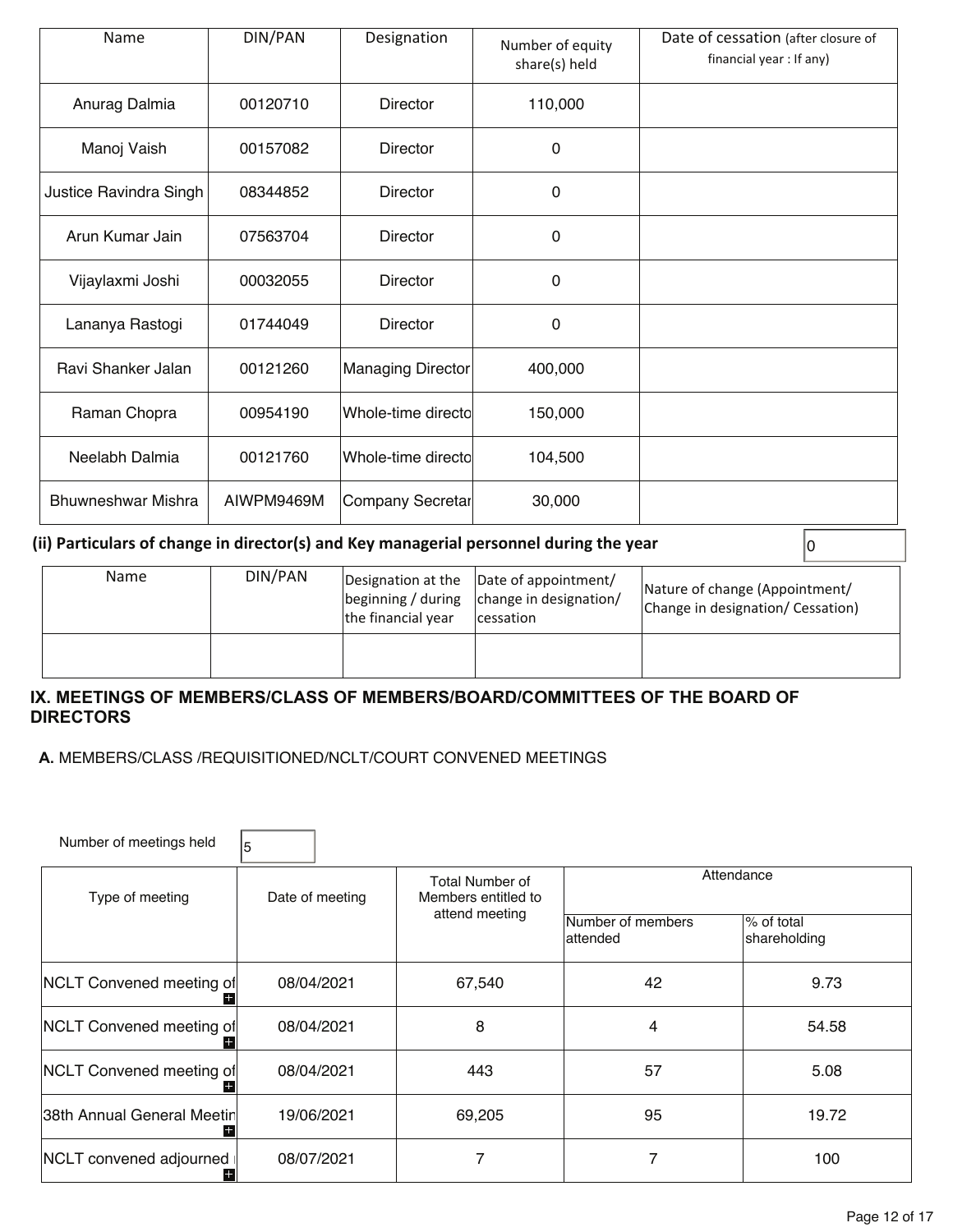| Name | DIN/PAN | Designation | Number of equity share(s) held | Date of cessation (after closure of financial year : If any) |
|---|---|---|---|---|
| Anurag Dalmia | 00120710 | Director | 110,000 | |
| Manoj Vaish | 00157082 | Director | 0 | |
| Justice Ravindra Singh | 08344852 | Director | 0 | |
| Arun Kumar Jain | 07563704 | Director | 0 | |
| Vijaylaxmi Joshi | 00032055 | Director | 0 | |
| Lananya Rastogi | 01744049 | Director | 0 | |
| Ravi Shanker Jalan | 00121260 | Managing Director | 400,000 | |
| Raman Chopra | 00954190 | Whole-time directo | 150,000 | |
| Neelabh Dalmia | 00121760 | Whole-time directo | 104,500 | |
| Bhuwneshwar Mishra | AIWPM9469M | Company Secretar | 30,000 | |

**(ii) Particulars of change in director(s) and Key managerial personnel during the year** 0

| Name | DIN/PAN | Designation at the beginning / during the financial year | Date of appointment/ change in designation/ cessation | Nature of change (Appointment/ Change in designation/ Cessation) |
|---|---|---|---|---|
| | | | | |

## IX. MEETINGS OF MEMBERS/CLASS OF MEMBERS/BOARD/COMMITTEES OF THE BOARD OF DIRECTORS

**A.** MEMBERS/CLASS /REQUISITIONED/NCLT/COURT CONVENED MEETINGS

Number of meetings held 5

| Type of meeting | Date of meeting | Total Number of Members entitled to attend meeting | Attendance | |
|---|---|---|---|---|
| | | | Number of members attended | % of total shareholding |
| NCLT Convened meeting of | 08/04/2021 | 67,540 | 42 | 9.73 |
| NCLT Convened meeting of | 08/04/2021 | 8 | 4 | 54.58 |
| NCLT Convened meeting of | 08/04/2021 | 443 | 57 | 5.08 |
| 38th Annual General Meetin | 19/06/2021 | 69,205 | 95 | 19.72 |
| NCLT convened adjourned | 08/07/2021 | 7 | 7 | 100 |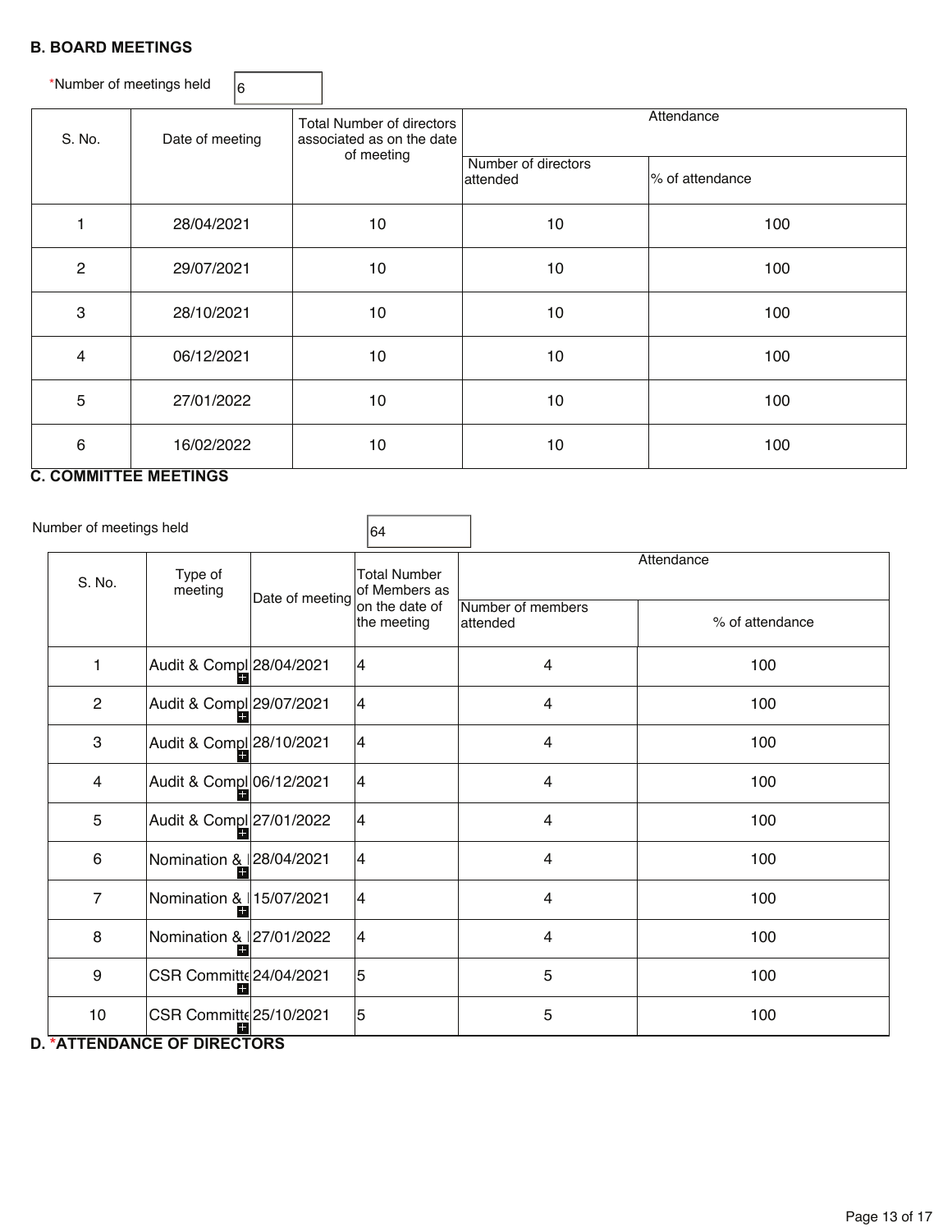### B. BOARD MEETINGS

*Number of meetings held: 6

| S. No. | Date of meeting | Total Number of directors associated as on the date of meeting | Attendance | |
|---|---|---|---|---|
| | | | Number of directors attended | % of attendance |
| 1 | 28/04/2021 | 10 | 10 | 100 |
| 2 | 29/07/2021 | 10 | 10 | 100 |
| 3 | 28/10/2021 | 10 | 10 | 100 |
| 4 | 06/12/2021 | 10 | 10 | 100 |
| 5 | 27/01/2022 | 10 | 10 | 100 |
| 6 | 16/02/2022 | 10 | 10 | 100 |

### C. COMMITTEE MEETINGS

Number of meetings held: 64

| S. No. | Type of meeting | Date of meeting | Total Number of Members as on the date of the meeting | Attendance | |
|---|---|---|---|---|---|
| | | | | Number of members attended | % of attendance |
| 1 | Audit & Compl | 28/04/2021 | 4 | 4 | 100 |
| 2 | Audit & Compl | 29/07/2021 | 4 | 4 | 100 |
| 3 | Audit & Compl | 28/10/2021 | 4 | 4 | 100 |
| 4 | Audit & Compl | 06/12/2021 | 4 | 4 | 100 |
| 5 | Audit & Compl | 27/01/2022 | 4 | 4 | 100 |
| 6 | Nomination & | 28/04/2021 | 4 | 4 | 100 |
| 7 | Nomination & | 15/07/2021 | 4 | 4 | 100 |
| 8 | Nomination & | 27/01/2022 | 4 | 4 | 100 |
| 9 | CSR Committe | 24/04/2021 | 5 | 5 | 100 |
| 10 | CSR Committe | 25/10/2021 | 5 | 5 | 100 |

### D. *ATTENDANCE OF DIRECTORS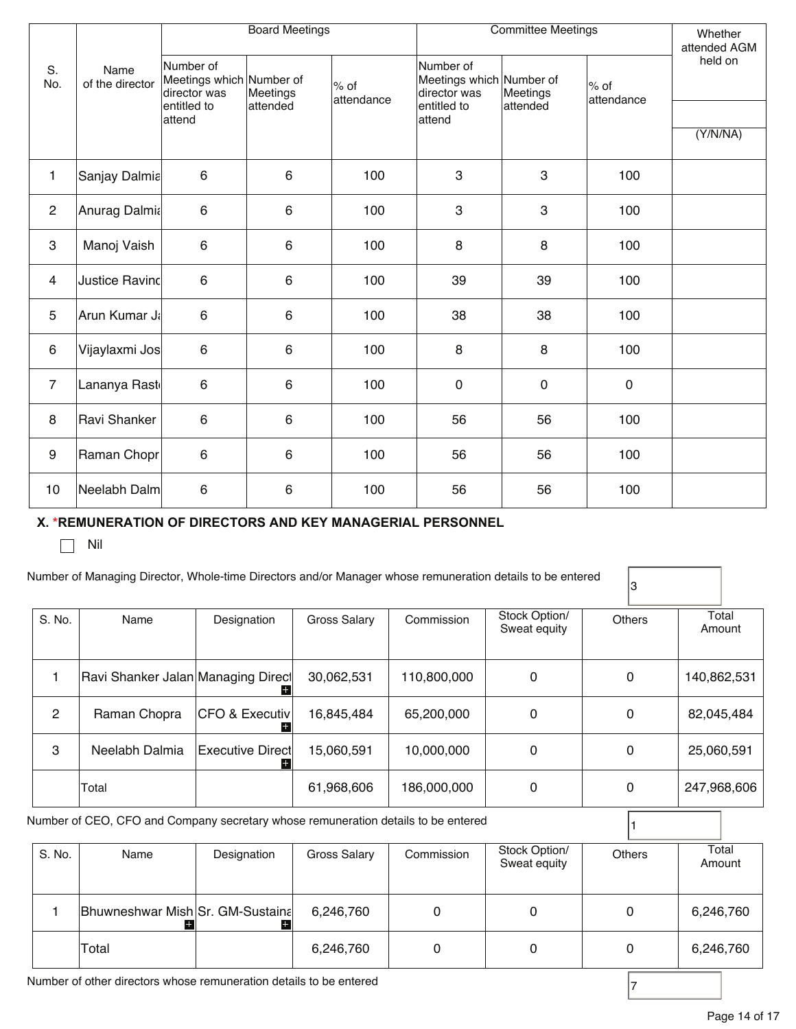| S. No. | Name of the director | Board Meetings | | | Committee Meetings | | | Whether attended AGM held on |
|---|---|---|---|---|---|---|---|---|
| | | Number of Meetings which director was entitled to attend | Number of Meetings attended | % of attendance | Number of Meetings which director was entitled to attend | Number of Meetings attended | % of attendance | (Y/N/NA) |
| 1 | Sanjay Dalmia | 6 | 6 | 100 | 3 | 3 | 100 | |
| 2 | Anurag Dalmia | 6 | 6 | 100 | 3 | 3 | 100 | |
| 3 | Manoj Vaish | 6 | 6 | 100 | 8 | 8 | 100 | |
| 4 | Justice Ravinc | 6 | 6 | 100 | 39 | 39 | 100 | |
| 5 | Arun Kumar Ja | 6 | 6 | 100 | 38 | 38 | 100 | |
| 6 | Vijaylaxmi Jos | 6 | 6 | 100 | 8 | 8 | 100 | |
| 7 | Lananya Rast | 6 | 6 | 100 | 0 | 0 | 0 | |
| 8 | Ravi Shanker | 6 | 6 | 100 | 56 | 56 | 100 | |
| 9 | Raman Chopr | 6 | 6 | 100 | 56 | 56 | 100 | |
| 10 | Neelabh Dalm | 6 | 6 | 100 | 56 | 56 | 100 | |

### X. *REMUNERATION OF DIRECTORS AND KEY MANAGERIAL PERSONNEL

☐ Nil

Number of Managing Director, Whole-time Directors and/or Manager whose remuneration details to be entered: 3

| S. No. | Name | Designation | Gross Salary | Commission | Stock Option/ Sweat equity | Others | Total Amount |
|---|---|---|---|---|---|---|---|
| 1 | Ravi Shanker Jalan | Managing Direct | 30,062,531 | 110,800,000 | 0 | 0 | 140,862,531 |
| 2 | Raman Chopra | CFO & Executiv | 16,845,484 | 65,200,000 | 0 | 0 | 82,045,484 |
| 3 | Neelabh Dalmia | Executive Direct | 15,060,591 | 10,000,000 | 0 | 0 | 25,060,591 |
| | Total | | 61,968,606 | 186,000,000 | 0 | 0 | 247,968,606 |

Number of CEO, CFO and Company secretary whose remuneration details to be entered: 1

| S. No. | Name | Designation | Gross Salary | Commission | Stock Option/ Sweat equity | Others | Total Amount |
|---|---|---|---|---|---|---|---|
| 1 | Bhuwneshwar Mish | Sr. GM-Sustaina | 6,246,760 | 0 | 0 | 0 | 6,246,760 |
| | Total | | 6,246,760 | 0 | 0 | 0 | 6,246,760 |

Number of other directors whose remuneration details to be entered: 7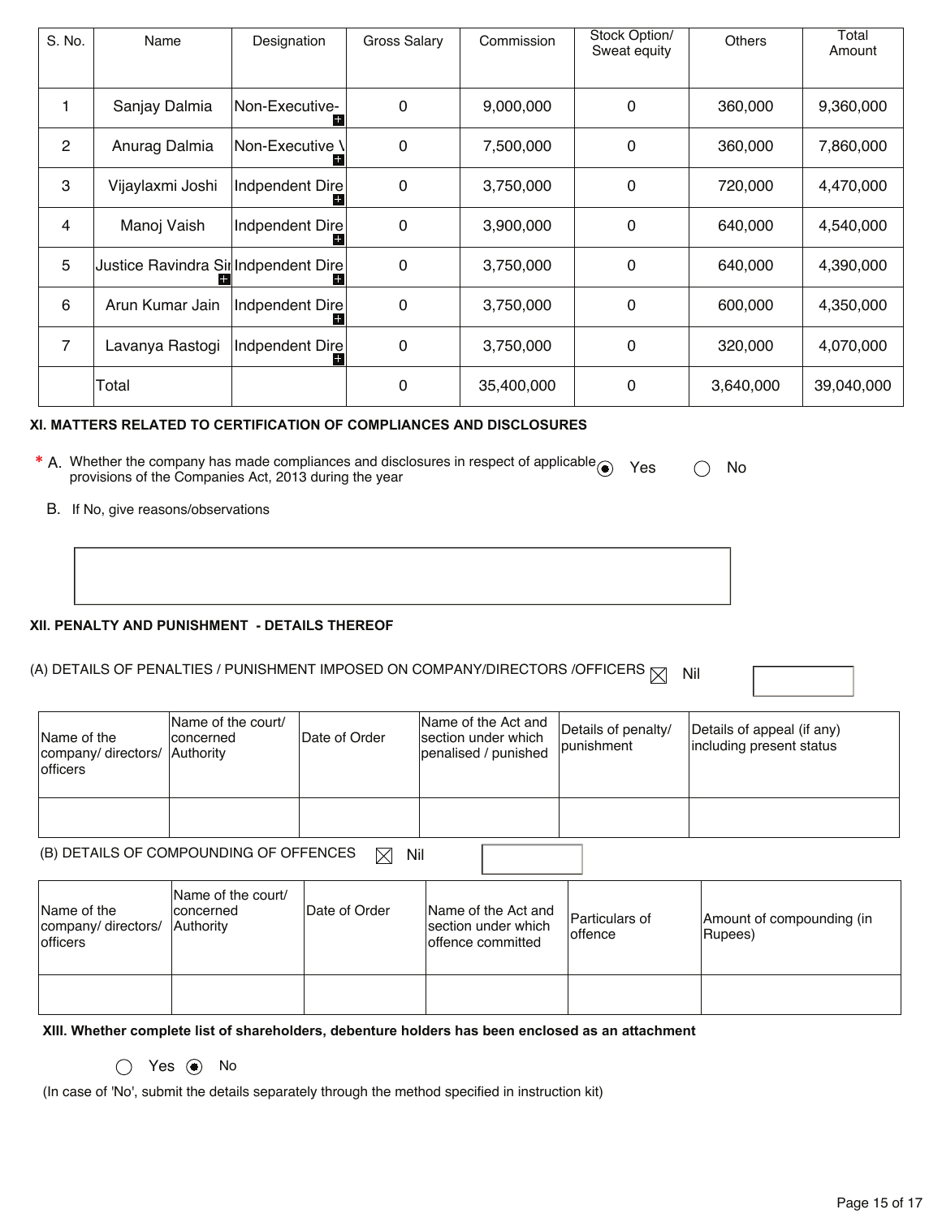| S. No. | Name | Designation | Gross Salary | Commission | Stock Option/ Sweat equity | Others | Total Amount |
|---|---|---|---|---|---|---|---|
| 1 | Sanjay Dalmia | Non-Executive- | 0 | 9,000,000 | 0 | 360,000 | 9,360,000 |
| 2 | Anurag Dalmia | Non-Executive \ | 0 | 7,500,000 | 0 | 360,000 | 7,860,000 |
| 3 | Vijaylaxmi Joshi | Indpendent Dire | 0 | 3,750,000 | 0 | 720,000 | 4,470,000 |
| 4 | Manoj Vaish | Indpendent Dire | 0 | 3,900,000 | 0 | 640,000 | 4,540,000 |
| 5 | Justice Ravindra Sir | Indpendent Dire | 0 | 3,750,000 | 0 | 640,000 | 4,390,000 |
| 6 | Arun Kumar Jain | Indpendent Dire | 0 | 3,750,000 | 0 | 600,000 | 4,350,000 |
| 7 | Lavanya Rastogi | Indpendent Dire | 0 | 3,750,000 | 0 | 320,000 | 4,070,000 |
| | Total | | 0 | 35,400,000 | 0 | 3,640,000 | 39,040,000 |

**XI. MATTERS RELATED TO CERTIFICATION OF COMPLIANCES AND DISCLOSURES**

* A. Whether the company has made compliances and disclosures in respect of applicable provisions of the Companies Act, 2013 during the year ◉ Yes ○ No

B. If No, give reasons/observations

**XII. PENALTY AND PUNISHMENT - DETAILS THEREOF**

(A) DETAILS OF PENALTIES / PUNISHMENT IMPOSED ON COMPANY/DIRECTORS /OFFICERS ☒ Nil

| Name of the company/ directors/ officers | Name of the court/ concerned Authority | Date of Order | Name of the Act and section under which penalised / punished | Details of penalty/ punishment | Details of appeal (if any) including present status |
|---|---|---|---|---|---|
| | | | | | |

(B) DETAILS OF COMPOUNDING OF OFFENCES ☒ Nil

| Name of the company/ directors/ officers | Name of the court/ concerned Authority | Date of Order | Name of the Act and section under which offence committed | Particulars of offence | Amount of compounding (in Rupees) |
|---|---|---|---|---|---|
| | | | | | |

**XIII. Whether complete list of shareholders, debenture holders has been enclosed as an attachment**

○ Yes ◉ No

(In case of 'No', submit the details separately through the method specified in instruction kit)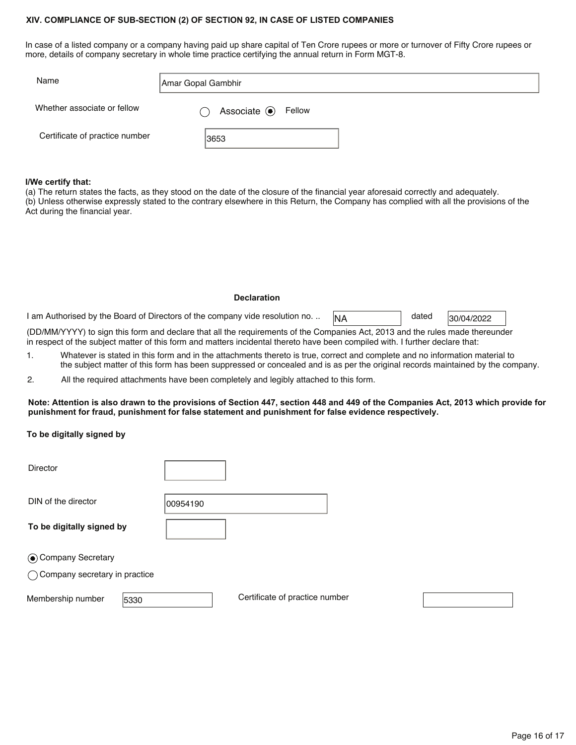### XIV. COMPLIANCE OF SUB-SECTION (2) OF SECTION 92, IN CASE OF LISTED COMPANIES

In case of a listed company or a company having paid up share capital of Ten Crore rupees or more or turnover of Fifty Crore rupees or more, details of company secretary in whole time practice certifying the annual return in Form MGT-8.

| | |
|---|---|
| Name | Amar Gopal Gambhir |
| Whether associate or fellow | ○ Associate ◉ Fellow |
| Certificate of practice number | 3653 |

**I/We certify that:**

(a) The return states the facts, as they stood on the date of the closure of the financial year aforesaid correctly and adequately.

(b) Unless otherwise expressly stated to the contrary elsewhere in this Return, the Company has complied with all the provisions of the Act during the financial year.

**Declaration**

I am Authorised by the Board of Directors of the company vide resolution no. .. NA dated 30/04/2022 (DD/MM/YYYY) to sign this form and declare that all the requirements of the Companies Act, 2013 and the rules made thereunder in respect of the subject matter of this form and matters incidental thereto have been compiled with. I further declare that:

1. Whatever is stated in this form and in the attachments thereto is true, correct and complete and no information material to the subject matter of this form has been suppressed or concealed and is as per the original records maintained by the company.
2. All the required attachments have been completely and legibly attached to this form.

**Note: Attention is also drawn to the provisions of Section 447, section 448 and 449 of the Companies Act, 2013 which provide for punishment for fraud, punishment for false statement and punishment for false evidence respectively.**

**To be digitally signed by**

Director

DIN of the director: 00954190

**To be digitally signed by**

◉ Company Secretary

○ Company secretary in practice

Membership number: 5330 Certificate of practice number: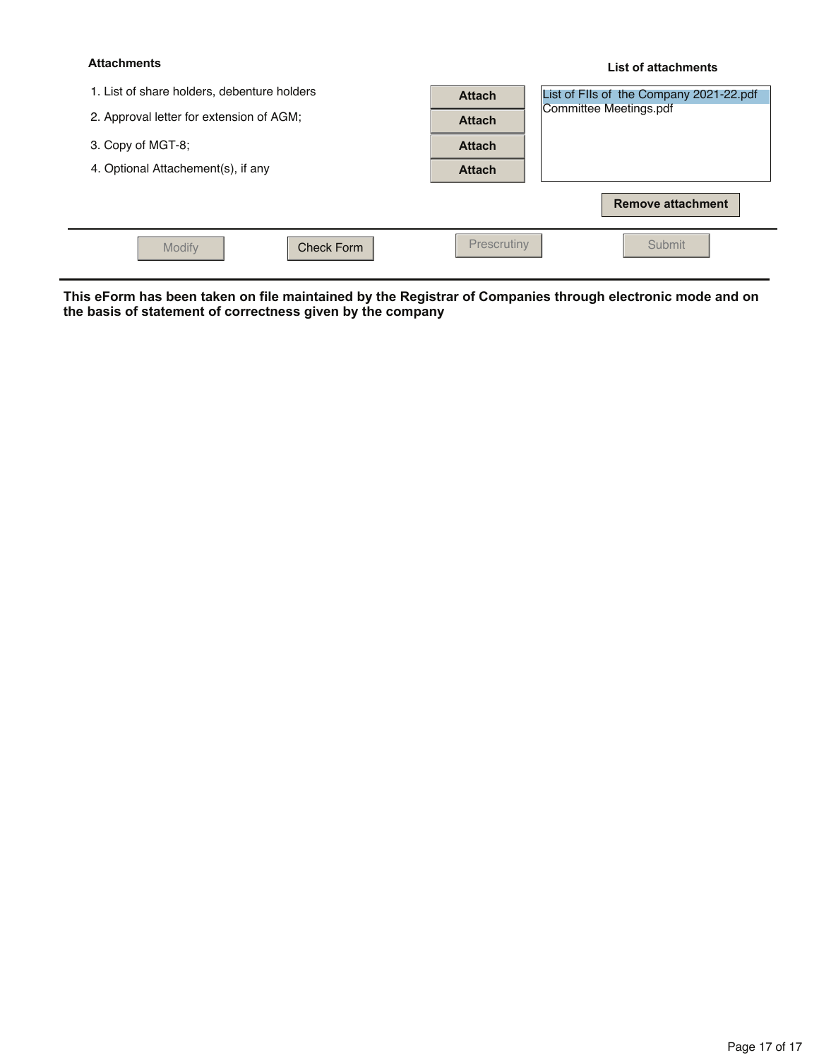**Attachments**

1. List of share holders, debenture holders
2. Approval letter for extension of AGM;
3. Copy of MGT-8;
4. Optional Attachement(s), if any

**List of attachments**

List of FIIs of the Company 2021-22.pdf
Committee Meetings.pdf

**This eForm has been taken on file maintained by the Registrar of Companies through electronic mode and on the basis of statement of correctness given by the company**